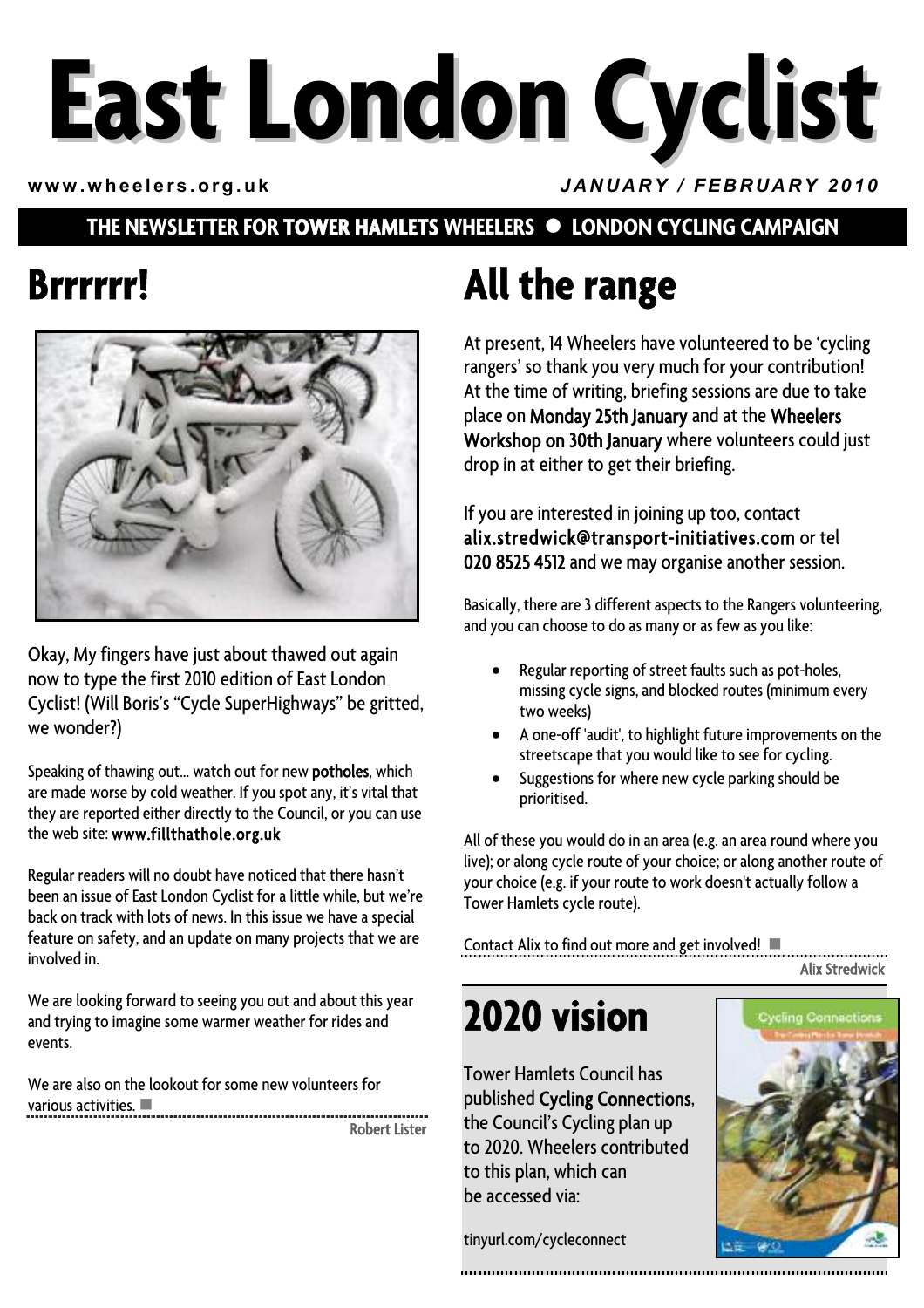# East London Cyclist

**www.wheelers.org.uk** *JANUARY / FEBRUARY 2010*

**THE NEWSLETTER FOR TOWER HAMLETS WHEELERS ● LONDON CYCLING CAMPAIGN**

## Brrrrrr!

Okay, My fingers have just about thawed out again now to type the first 2010 edition of East London Cyclist! (Will Boris's "Cycle SuperHighways" be gritted, we wonder?)

Speaking of thawing out... watch out for new **potholes**, which are made worse by cold weather. If you spot any, it's vital that they are reported either directly to the Council, or you can use the web site: **www.fillthathole.org.uk**

Regular readers will no doubt have noticed that there hasn't been an issue of East London Cyclist for a little while, but we're back on track with lots of news. In this issue we have a special feature on safety, and an update on many projects that we are involved in.

We are looking forward to seeing you out and about this year and trying to imagine some warmer weather for rides and events.

We are also on the lookout for some new volunteers for various activities. ■

Robert Lister

## All the range

At present, 14 Wheelers have volunteered to be 'cycling rangers' so thank you very much for your contribution! At the time of writing, briefing sessions are due to take place on **Monday 25th January** and at the **Wheelers Workshop on 30th January** where volunteers could just drop in at either to get their briefing.

If you are interested in joining up too, contact **alix.stredwick@transport-initiatives.com** or tel **020 8525 4512** and we may organise another session.

Basically, there are 3 different aspects to the Rangers volunteering, and you can choose to do as many or as few as you like:

- Regular reporting of street faults such as pot-holes, missing cycle signs, and blocked routes (minimum every two weeks)
- A one-off 'audit', to highlight future improvements on the streetscape that you would like to see for cycling.
- Suggestions for where new cycle parking should be prioritised.

All of these you would do in an area (e.g. an area round where you live); or along cycle route of your choice; or along another route of your choice (e.g. if your route to work doesn't actually follow a Tower Hamlets cycle route).

Contact Alix to find out more and get involved! ■

Alix Stredwick

## 2020 vision

Tower Hamlets Council has published **Cycling Connections**, the Council's Cycling plan up to 2020. Wheelers contributed to this plan, which can be accessed via:

tinyurl.com/cycleconnect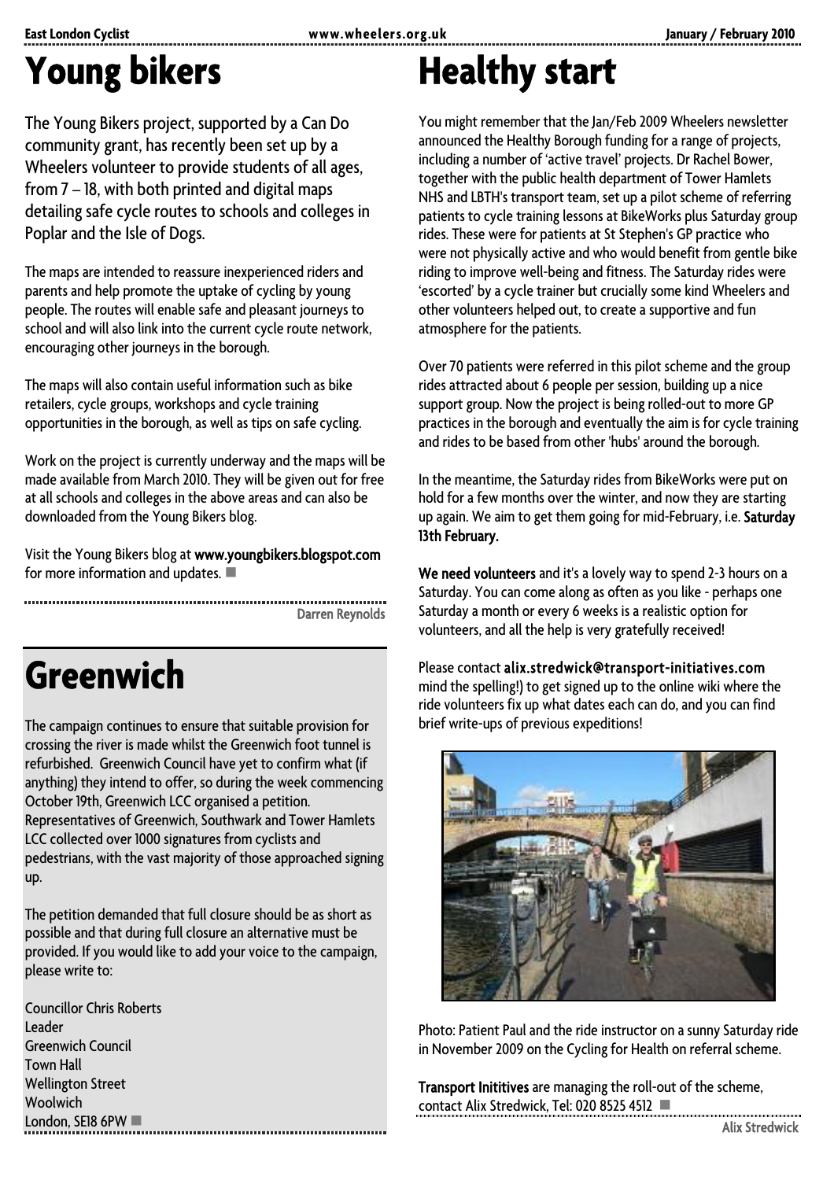# Young bikers

The Young Bikers project, supported by a Can Do community grant, has recently been set up by a Wheelers volunteer to provide students of all ages, from 7 – 18, with both printed and digital maps detailing safe cycle routes to schools and colleges in Poplar and the Isle of Dogs.

The maps are intended to reassure inexperienced riders and parents and help promote the uptake of cycling by young people. The routes will enable safe and pleasant journeys to school and will also link into the current cycle route network, encouraging other journeys in the borough.

The maps will also contain useful information such as bike retailers, cycle groups, workshops and cycle training opportunities in the borough, as well as tips on safe cycling.

Work on the project is currently underway and the maps will be made available from March 2010. They will be given out for free at all schools and colleges in the above areas and can also be downloaded from the Young Bikers blog.

Visit the Young Bikers blog at **www.youngbikers.blogspot.com** for more information and updates. ■

Darren Reynolds

# Greenwich

The campaign continues to ensure that suitable provision for crossing the river is made whilst the Greenwich foot tunnel is refurbished. Greenwich Council have yet to confirm what (if anything) they intend to offer, so during the week commencing October 19th, Greenwich LCC organised a petition. Representatives of Greenwich, Southwark and Tower Hamlets LCC collected over 1000 signatures from cyclists and pedestrians, with the vast majority of those approached signing up.

The petition demanded that full closure should be as short as possible and that during full closure an alternative must be provided. If you would like to add your voice to the campaign, please write to:

Councillor Chris Roberts
Leader
Greenwich Council
Town Hall
Wellington Street
Woolwich
London, SE18 6PW ■

# Healthy start

You might remember that the Jan/Feb 2009 Wheelers newsletter announced the Healthy Borough funding for a range of projects, including a number of 'active travel' projects. Dr Rachel Bower, together with the public health department of Tower Hamlets NHS and LBTH's transport team, set up a pilot scheme of referring patients to cycle training lessons at BikeWorks plus Saturday group rides. These were for patients at St Stephen's GP practice who were not physically active and who would benefit from gentle bike riding to improve well-being and fitness. The Saturday rides were 'escorted' by a cycle trainer but crucially some kind Wheelers and other volunteers helped out, to create a supportive and fun atmosphere for the patients.

Over 70 patients were referred in this pilot scheme and the group rides attracted about 6 people per session, building up a nice support group. Now the project is being rolled-out to more GP practices in the borough and eventually the aim is for cycle training and rides to be based from other 'hubs' around the borough.

In the meantime, the Saturday rides from BikeWorks were put on hold for a few months over the winter, and now they are starting up again. We aim to get them going for mid-February, i.e. **Saturday 13th February.**

**We need volunteers** and it's a lovely way to spend 2-3 hours on a Saturday. You can come along as often as you like - perhaps one Saturday a month or every 6 weeks is a realistic option for volunteers, and all the help is very gratefully received!

Please contact **alix.stredwick@transport-initiatives.com** mind the spelling!) to get signed up to the online wiki where the ride volunteers fix up what dates each can do, and you can find brief write-ups of previous expeditions!

Photo: Patient Paul and the ride instructor on a sunny Saturday ride in November 2009 on the Cycling for Health on referral scheme.

**Transport Inititives** are managing the roll-out of the scheme, contact Alix Stredwick, Tel: 020 8525 4512 ■

Alix Stredwick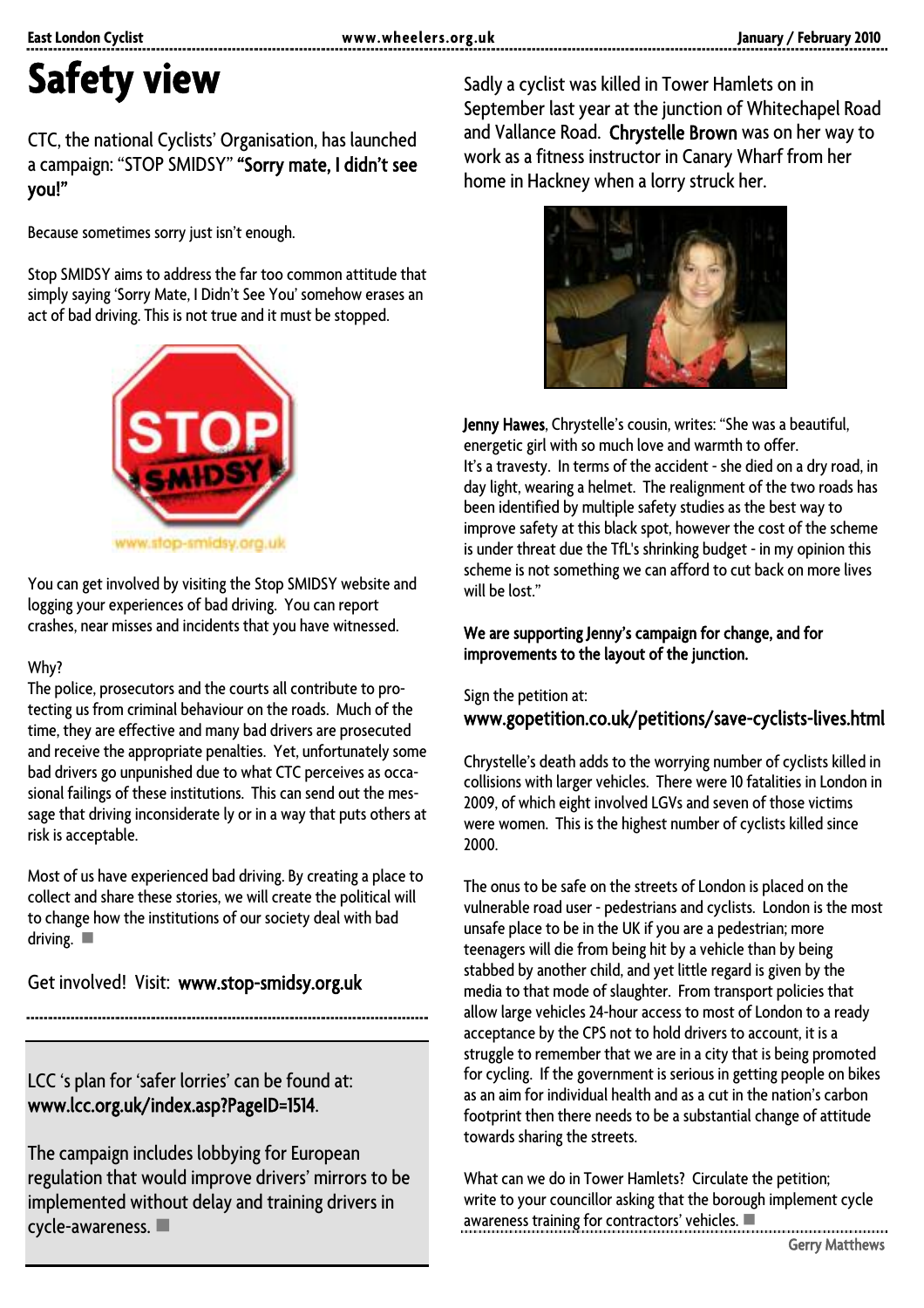# Safety view

CTC, the national Cyclists' Organisation, has launched a campaign: "STOP SMIDSY" **"Sorry mate, I didn't see you!"**

Because sometimes sorry just isn't enough.

Stop SMIDSY aims to address the far too common attitude that simply saying 'Sorry Mate, I Didn't See You' somehow erases an act of bad driving. This is not true and it must be stopped.

www.stop-smidsy.org.uk

You can get involved by visiting the Stop SMIDSY website and logging your experiences of bad driving. You can report crashes, near misses and incidents that you have witnessed.

Why?

The police, prosecutors and the courts all contribute to protecting us from criminal behaviour on the roads. Much of the time, they are effective and many bad drivers are prosecuted and receive the appropriate penalties. Yet, unfortunately some bad drivers go unpunished due to what CTC perceives as occasional failings of these institutions. This can send out the message that driving inconsiderate ly or in a way that puts others at risk is acceptable.

Most of us have experienced bad driving. By creating a place to collect and share these stories, we will create the political will to change how the institutions of our society deal with bad driving.

Get involved! Visit: **www.stop-smidsy.org.uk**

---

LCC 's plan for 'safer lorries' can be found at: **www.lcc.org.uk/index.asp?PageID=1514**.

The campaign includes lobbying for European regulation that would improve drivers' mirrors to be implemented without delay and training drivers in cycle-awareness.

---

Sadly a cyclist was killed in Tower Hamlets on in September last year at the junction of Whitechapel Road and Vallance Road. **Chrystelle Brown** was on her way to work as a fitness instructor in Canary Wharf from her home in Hackney when a lorry struck her.

**Jenny Hawes**, Chrystelle's cousin, writes: "She was a beautiful, energetic girl with so much love and warmth to offer. It's a travesty. In terms of the accident - she died on a dry road, in day light, wearing a helmet. The realignment of the two roads has been identified by multiple safety studies as the best way to improve safety at this black spot, however the cost of the scheme is under threat due the TfL's shrinking budget - in my opinion this scheme is not something we can afford to cut back on more lives will be lost."

**We are supporting Jenny's campaign for change, and for improvements to the layout of the junction.**

Sign the petition at:
**www.gopetition.co.uk/petitions/save-cyclists-lives.html**

Chrystelle's death adds to the worrying number of cyclists killed in collisions with larger vehicles. There were 10 fatalities in London in 2009, of which eight involved LGVs and seven of those victims were women. This is the highest number of cyclists killed since 2000.

The onus to be safe on the streets of London is placed on the vulnerable road user - pedestrians and cyclists. London is the most unsafe place to be in the UK if you are a pedestrian; more teenagers will die from being hit by a vehicle than by being stabbed by another child, and yet little regard is given by the media to that mode of slaughter. From transport policies that allow large vehicles 24-hour access to most of London to a ready acceptance by the CPS not to hold drivers to account, it is a struggle to remember that we are in a city that is being promoted for cycling. If the government is serious in getting people on bikes as an aim for individual health and as a cut in the nation's carbon footprint then there needs to be a substantial change of attitude towards sharing the streets.

What can we do in Tower Hamlets? Circulate the petition; write to your councillor asking that the borough implement cycle awareness training for contractors' vehicles.

Gerry Matthews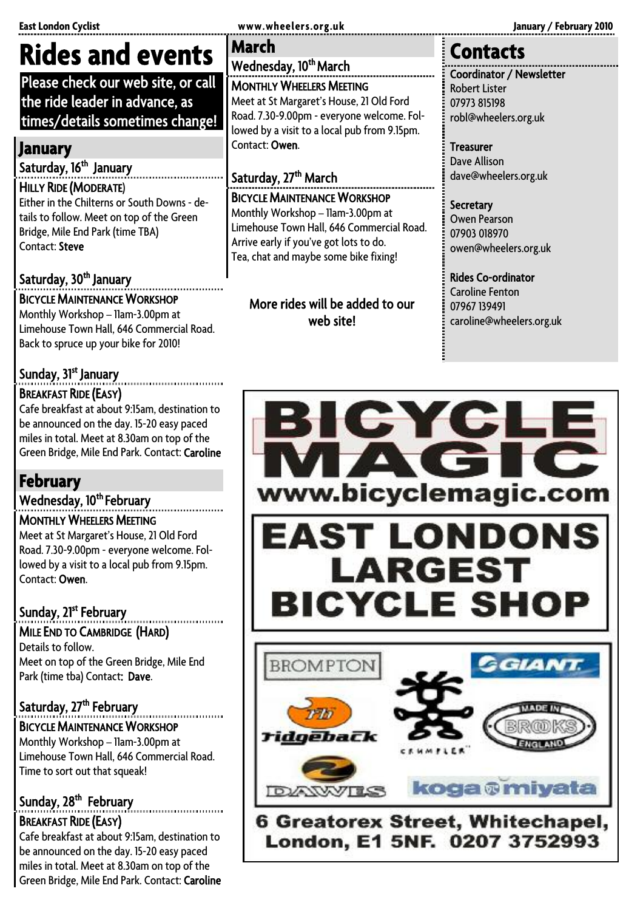# Rides and events

**Please check our web site, or call the ride leader in advance, as times/details sometimes change!**

## January

### Saturday, 16th January

**HILLY RIDE (MODERATE)**
Either in the Chilterns or South Downs - details to follow. Meet on top of the Green Bridge, Mile End Park (time TBA)
Contact: **Steve**

### Saturday, 30th January

**BICYCLE MAINTENANCE WORKSHOP**
Monthly Workshop – 11am-3.00pm at Limehouse Town Hall, 646 Commercial Road. Back to spruce up your bike for 2010!

### Sunday, 31st January

**BREAKFAST RIDE (EASY)**
Cafe breakfast at about 9:15am, destination to be announced on the day. 15-20 easy paced miles in total. Meet at 8.30am on top of the Green Bridge, Mile End Park. Contact: **Caroline**

## February

### Wednesday, 10th February

**MONTHLY WHEELERS MEETING**
Meet at St Margaret's House, 21 Old Ford Road. 7.30-9.00pm - everyone welcome. Followed by a visit to a local pub from 9.15pm. Contact: **Owen**.

### Sunday, 21st February

**MILE END TO CAMBRIDGE (HARD)**
Details to follow.
Meet on top of the Green Bridge, Mile End Park (time tba) Contact: **Dave**.

### Saturday, 27th February

**BICYCLE MAINTENANCE WORKSHOP**
Monthly Workshop – 11am-3.00pm at Limehouse Town Hall, 646 Commercial Road. Time to sort out that squeak!

### Sunday, 28th February

**BREAKFAST RIDE (EASY)**
Cafe breakfast at about 9:15am, destination to be announced on the day. 15-20 easy paced miles in total. Meet at 8.30am on top of the Green Bridge, Mile End Park. Contact: **Caroline**

## March

### Wednesday, 10th March

**MONTHLY WHEELERS MEETING**
Meet at St Margaret's House, 21 Old Ford Road. 7.30-9.00pm - everyone welcome. Followed by a visit to a local pub from 9.15pm. Contact: **Owen**.

### Saturday, 27th March

**BICYCLE MAINTENANCE WORKSHOP**
Monthly Workshop – 11am-3.00pm at Limehouse Town Hall, 646 Commercial Road. Arrive early if you've got lots to do. Tea, chat and maybe some bike fixing!

More rides will be added to our web site!

# Contacts

**Coordinator / Newsletter**
Robert Lister
07973 815198
robl@wheelers.org.uk

**Treasurer**
Dave Allison
dave@wheelers.org.uk

**Secretary**
Owen Pearson
07903 018970
owen@wheelers.org.uk

**Rides Co-ordinator**
Caroline Fenton
07967 139491
caroline@wheelers.org.uk

BICYCLE MAGIC
www.bicyclemagic.com

EAST LONDONS LARGEST BICYCLE SHOP

BROMPTON GIANT ridgeback CRUMPLER BROOKS DAWES koga miyata

6 Greatorex Street, Whitechapel, London, E1 5NF. 0207 3752993